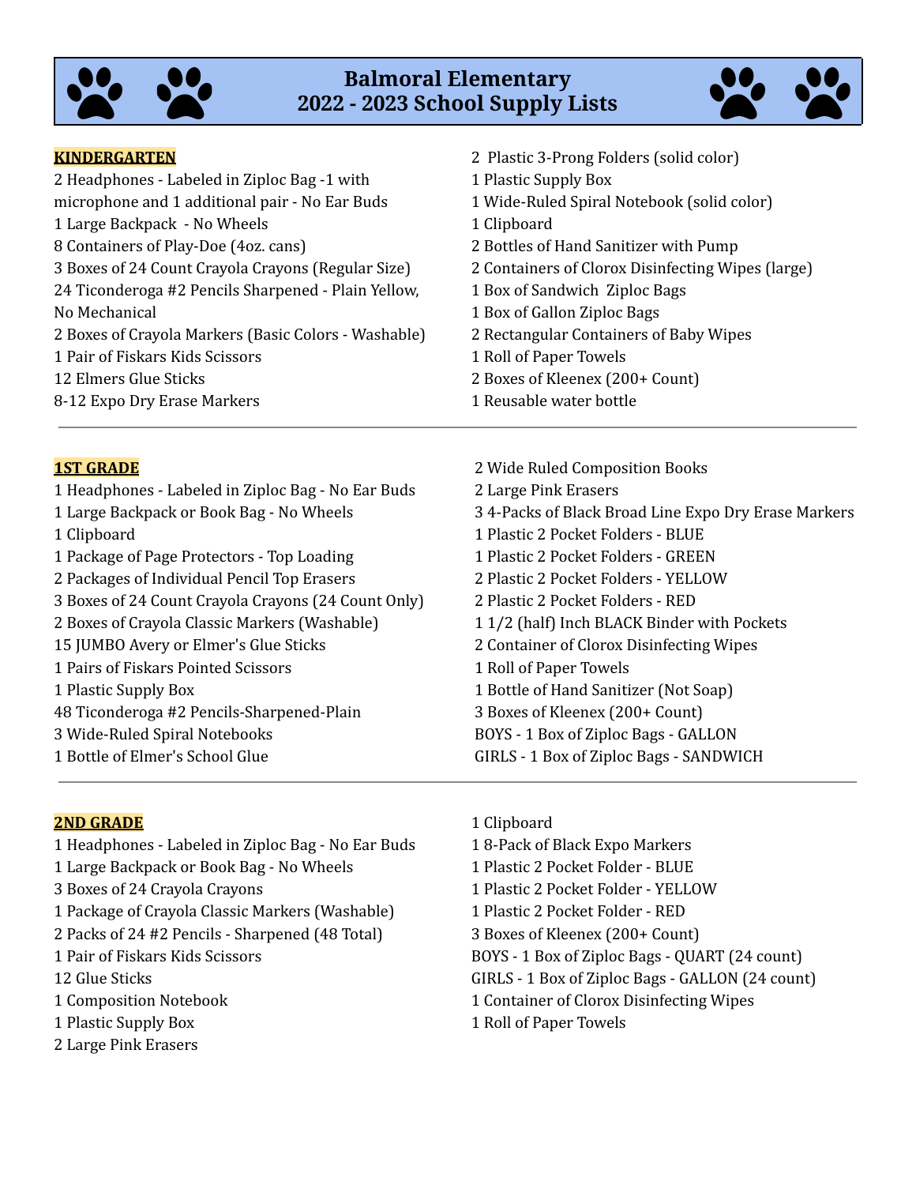# Balmoral Elementary
# 2022 - 2023 School Supply Lists

## KINDERGARTEN

2 Headphones - Labeled in Ziploc Bag -1 with microphone and 1 additional pair - No Ear Buds
1 Large Backpack - No Wheels
8 Containers of Play-Doe (4oz. cans)
3 Boxes of 24 Count Crayola Crayons (Regular Size)
24 Ticonderoga #2 Pencils Sharpened - Plain Yellow, No Mechanical
2 Boxes of Crayola Markers (Basic Colors - Washable)
1 Pair of Fiskars Kids Scissors
12 Elmers Glue Sticks
8-12 Expo Dry Erase Markers
2 Plastic 3-Prong Folders (solid color)
1 Plastic Supply Box
1 Wide-Ruled Spiral Notebook (solid color)
1 Clipboard
2 Bottles of Hand Sanitizer with Pump
2 Containers of Clorox Disinfecting Wipes (large)
1 Box of Sandwich Ziploc Bags
1 Box of Gallon Ziploc Bags
2 Rectangular Containers of Baby Wipes
1 Roll of Paper Towels
2 Boxes of Kleenex (200+ Count)
1 Reusable water bottle

---

## 1ST GRADE

1 Headphones - Labeled in Ziploc Bag - No Ear Buds
1 Large Backpack or Book Bag - No Wheels
1 Clipboard
1 Package of Page Protectors - Top Loading
2 Packages of Individual Pencil Top Erasers
3 Boxes of 24 Count Crayola Crayons (24 Count Only)
2 Boxes of Crayola Classic Markers (Washable)
15 JUMBO Avery or Elmer's Glue Sticks
1 Pairs of Fiskars Pointed Scissors
1 Plastic Supply Box
48 Ticonderoga #2 Pencils-Sharpened-Plain
3 Wide-Ruled Spiral Notebooks
1 Bottle of Elmer's School Glue
2 Wide Ruled Composition Books
2 Large Pink Erasers
3 4-Packs of Black Broad Line Expo Dry Erase Markers
1 Plastic 2 Pocket Folders - BLUE
1 Plastic 2 Pocket Folders - GREEN
2 Plastic 2 Pocket Folders - YELLOW
2 Plastic 2 Pocket Folders - RED
1 1/2 (half) Inch BLACK Binder with Pockets
2 Container of Clorox Disinfecting Wipes
1 Roll of Paper Towels
1 Bottle of Hand Sanitizer (Not Soap)
3 Boxes of Kleenex (200+ Count)
BOYS - 1 Box of Ziploc Bags - GALLON
GIRLS - 1 Box of Ziploc Bags - SANDWICH

---

## 2ND GRADE

1 Headphones - Labeled in Ziploc Bag - No Ear Buds
1 Large Backpack or Book Bag - No Wheels
3 Boxes of 24 Crayola Crayons
1 Package of Crayola Classic Markers (Washable)
2 Packs of 24 #2 Pencils - Sharpened (48 Total)
1 Pair of Fiskars Kids Scissors
12 Glue Sticks
1 Composition Notebook
1 Plastic Supply Box
2 Large Pink Erasers
1 Clipboard
1 8-Pack of Black Expo Markers
1 Plastic 2 Pocket Folder - BLUE
1 Plastic 2 Pocket Folder - YELLOW
1 Plastic 2 Pocket Folder - RED
3 Boxes of Kleenex (200+ Count)
BOYS - 1 Box of Ziploc Bags - QUART (24 count)
GIRLS - 1 Box of Ziploc Bags - GALLON (24 count)
1 Container of Clorox Disinfecting Wipes
1 Roll of Paper Towels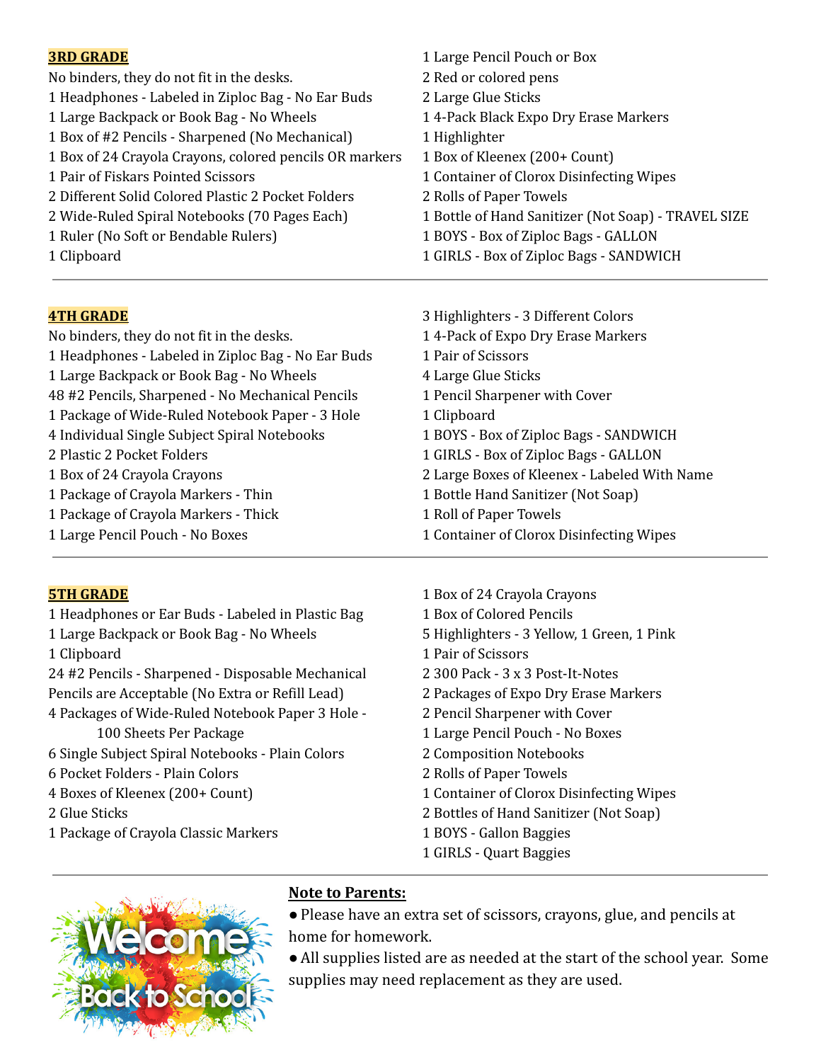## 3RD GRADE

No binders, they do not fit in the desks.

1 Headphones - Labeled in Ziploc Bag - No Ear Buds
1 Large Backpack or Book Bag - No Wheels
1 Box of #2 Pencils - Sharpened (No Mechanical)
1 Box of 24 Crayola Crayons, colored pencils OR markers
1 Pair of Fiskars Pointed Scissors
2 Different Solid Colored Plastic 2 Pocket Folders
2 Wide-Ruled Spiral Notebooks (70 Pages Each)
1 Ruler (No Soft or Bendable Rulers)
1 Clipboard
1 Large Pencil Pouch or Box
2 Red or colored pens
2 Large Glue Sticks
1 4-Pack Black Expo Dry Erase Markers
1 Highlighter
1 Box of Kleenex (200+ Count)
1 Container of Clorox Disinfecting Wipes
2 Rolls of Paper Towels
1 Bottle of Hand Sanitizer (Not Soap) - TRAVEL SIZE
1 BOYS - Box of Ziploc Bags - GALLON
1 GIRLS - Box of Ziploc Bags - SANDWICH

---

## 4TH GRADE

No binders, they do not fit in the desks.

1 Headphones - Labeled in Ziploc Bag - No Ear Buds
1 Large Backpack or Book Bag - No Wheels
48 #2 Pencils, Sharpened - No Mechanical Pencils
1 Package of Wide-Ruled Notebook Paper - 3 Hole
4 Individual Single Subject Spiral Notebooks
2 Plastic 2 Pocket Folders
1 Box of 24 Crayola Crayons
1 Package of Crayola Markers - Thin
1 Package of Crayola Markers - Thick
1 Large Pencil Pouch - No Boxes
3 Highlighters - 3 Different Colors
1 4-Pack of Expo Dry Erase Markers
1 Pair of Scissors
4 Large Glue Sticks
1 Pencil Sharpener with Cover
1 Clipboard
1 BOYS - Box of Ziploc Bags - SANDWICH
1 GIRLS - Box of Ziploc Bags - GALLON
2 Large Boxes of Kleenex - Labeled With Name
1 Bottle Hand Sanitizer (Not Soap)
1 Roll of Paper Towels
1 Container of Clorox Disinfecting Wipes

---

## 5TH GRADE

1 Headphones or Ear Buds - Labeled in Plastic Bag
1 Large Backpack or Book Bag - No Wheels
1 Clipboard
24 #2 Pencils - Sharpened - Disposable Mechanical Pencils are Acceptable (No Extra or Refill Lead)
4 Packages of Wide-Ruled Notebook Paper 3 Hole - 100 Sheets Per Package
6 Single Subject Spiral Notebooks - Plain Colors
6 Pocket Folders - Plain Colors
4 Boxes of Kleenex (200+ Count)
2 Glue Sticks
1 Package of Crayola Classic Markers
1 Box of 24 Crayola Crayons
1 Box of Colored Pencils
5 Highlighters - 3 Yellow, 1 Green, 1 Pink
1 Pair of Scissors
2 300 Pack - 3 x 3 Post-It-Notes
2 Packages of Expo Dry Erase Markers
2 Pencil Sharpener with Cover
1 Large Pencil Pouch - No Boxes
2 Composition Notebooks
2 Rolls of Paper Towels
1 Container of Clorox Disinfecting Wipes
2 Bottles of Hand Sanitizer (Not Soap)
1 BOYS - Gallon Baggies
1 GIRLS - Quart Baggies

---

**Note to Parents:**

- Please have an extra set of scissors, crayons, glue, and pencils at home for homework.
- All supplies listed are as needed at the start of the school year. Some supplies may need replacement as they are used.